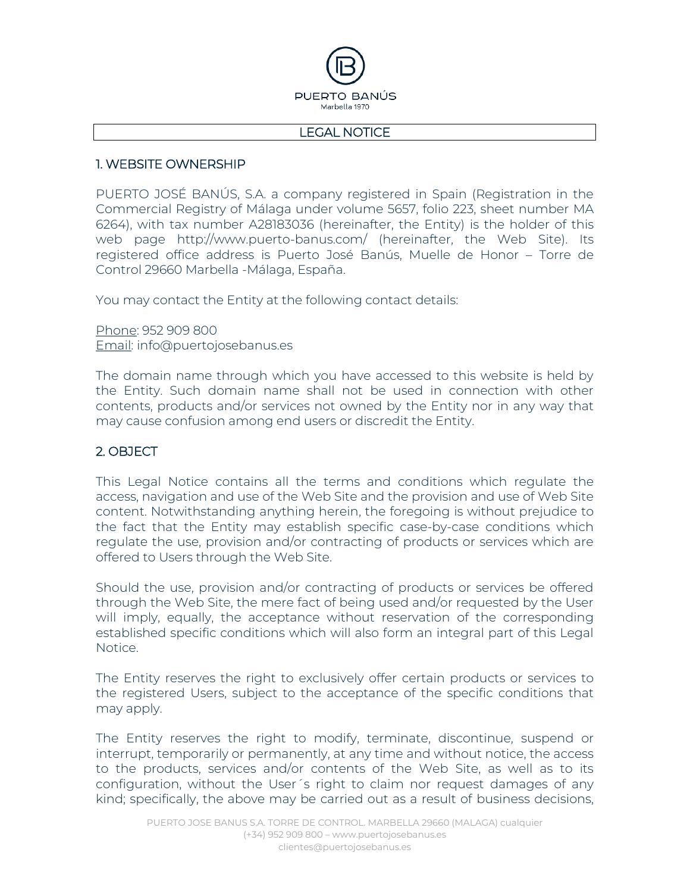PUERTO BANÚS

Marbella 1970

# LEGAL NOTICE

## 1. WEBSITE OWNERSHIP

PUERTO JOSÉ BANÚS, S.A. a company registered in Spain (Registration in the Commercial Registry of Málaga under volume 5657, folio 223, sheet number MA 6264), with tax number A28183036 (hereinafter, the Entity) is the holder of this web page http://www.puerto-banus.com/ (hereinafter, the Web Site). Its registered office address is Puerto José Banús, Muelle de Honor – Torre de Control 29660 Marbella -Málaga, España.

You may contact the Entity at the following contact details:

Phone: 952 909 800
Email: info@puertojosebanus.es

The domain name through which you have accessed to this website is held by the Entity. Such domain name shall not be used in connection with other contents, products and/or services not owned by the Entity nor in any way that may cause confusion among end users or discredit the Entity.

## 2. OBJECT

This Legal Notice contains all the terms and conditions which regulate the access, navigation and use of the Web Site and the provision and use of Web Site content. Notwithstanding anything herein, the foregoing is without prejudice to the fact that the Entity may establish specific case-by-case conditions which regulate the use, provision and/or contracting of products or services which are offered to Users through the Web Site.

Should the use, provision and/or contracting of products or services be offered through the Web Site, the mere fact of being used and/or requested by the User will imply, equally, the acceptance without reservation of the corresponding established specific conditions which will also form an integral part of this Legal Notice.

The Entity reserves the right to exclusively offer certain products or services to the registered Users, subject to the acceptance of the specific conditions that may apply.

The Entity reserves the right to modify, terminate, discontinue, suspend or interrupt, temporarily or permanently, at any time and without notice, the access to the products, services and/or contents of the Web Site, as well as to its configuration, without the User´s right to claim nor request damages of any kind; specifically, the above may be carried out as a result of business decisions,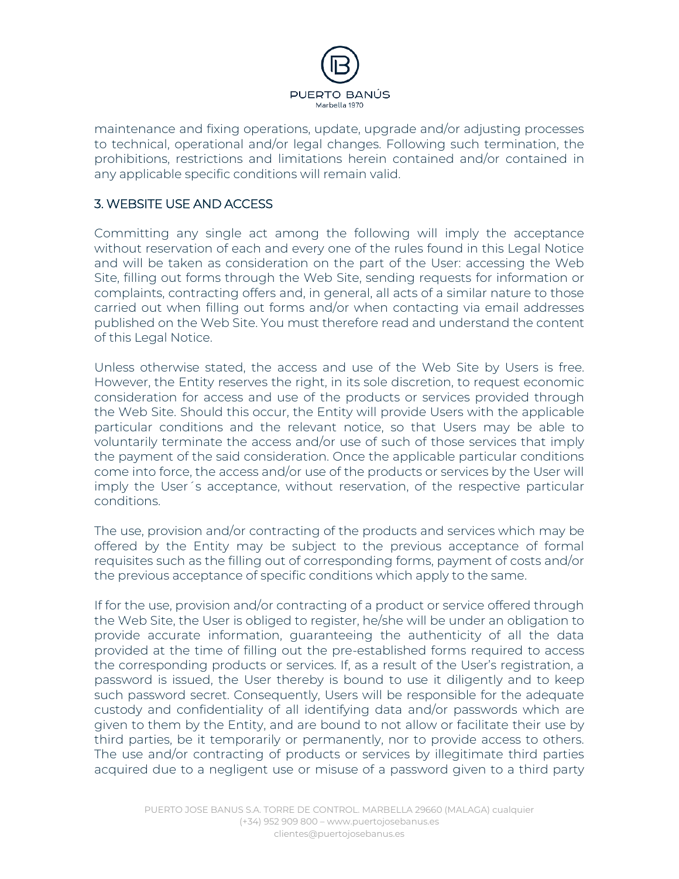maintenance and fixing operations, update, upgrade and/or adjusting processes to technical, operational and/or legal changes. Following such termination, the prohibitions, restrictions and limitations herein contained and/or contained in any applicable specific conditions will remain valid.

## 3. WEBSITE USE AND ACCESS

Committing any single act among the following will imply the acceptance without reservation of each and every one of the rules found in this Legal Notice and will be taken as consideration on the part of the User: accessing the Web Site, filling out forms through the Web Site, sending requests for information or complaints, contracting offers and, in general, all acts of a similar nature to those carried out when filling out forms and/or when contacting via email addresses published on the Web Site. You must therefore read and understand the content of this Legal Notice.

Unless otherwise stated, the access and use of the Web Site by Users is free. However, the Entity reserves the right, in its sole discretion, to request economic consideration for access and use of the products or services provided through the Web Site. Should this occur, the Entity will provide Users with the applicable particular conditions and the relevant notice, so that Users may be able to voluntarily terminate the access and/or use of such of those services that imply the payment of the said consideration. Once the applicable particular conditions come into force, the access and/or use of the products or services by the User will imply the User´s acceptance, without reservation, of the respective particular conditions.

The use, provision and/or contracting of the products and services which may be offered by the Entity may be subject to the previous acceptance of formal requisites such as the filling out of corresponding forms, payment of costs and/or the previous acceptance of specific conditions which apply to the same.

If for the use, provision and/or contracting of a product or service offered through the Web Site, the User is obliged to register, he/she will be under an obligation to provide accurate information, guaranteeing the authenticity of all the data provided at the time of filling out the pre-established forms required to access the corresponding products or services. If, as a result of the User's registration, a password is issued, the User thereby is bound to use it diligently and to keep such password secret. Consequently, Users will be responsible for the adequate custody and confidentiality of all identifying data and/or passwords which are given to them by the Entity, and are bound to not allow or facilitate their use by third parties, be it temporarily or permanently, nor to provide access to others. The use and/or contracting of products or services by illegitimate third parties acquired due to a negligent use or misuse of a password given to a third party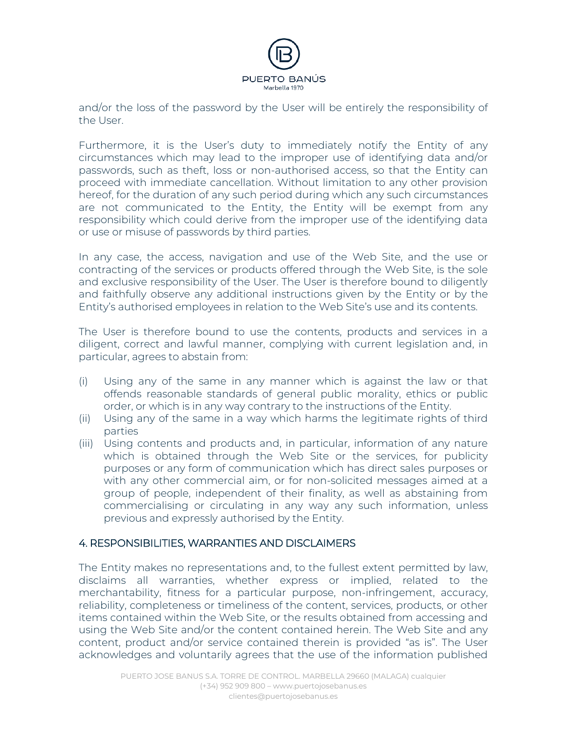and/or the loss of the password by the User will be entirely the responsibility of the User.

Furthermore, it is the User's duty to immediately notify the Entity of any circumstances which may lead to the improper use of identifying data and/or passwords, such as theft, loss or non-authorised access, so that the Entity can proceed with immediate cancellation. Without limitation to any other provision hereof, for the duration of any such period during which any such circumstances are not communicated to the Entity, the Entity will be exempt from any responsibility which could derive from the improper use of the identifying data or use or misuse of passwords by third parties.

In any case, the access, navigation and use of the Web Site, and the use or contracting of the services or products offered through the Web Site, is the sole and exclusive responsibility of the User. The User is therefore bound to diligently and faithfully observe any additional instructions given by the Entity or by the Entity's authorised employees in relation to the Web Site's use and its contents.

The User is therefore bound to use the contents, products and services in a diligent, correct and lawful manner, complying with current legislation and, in particular, agrees to abstain from:

(i) Using any of the same in any manner which is against the law or that offends reasonable standards of general public morality, ethics or public order, or which is in any way contrary to the instructions of the Entity.
(ii) Using any of the same in a way which harms the legitimate rights of third parties
(iii) Using contents and products and, in particular, information of any nature which is obtained through the Web Site or the services, for publicity purposes or any form of communication which has direct sales purposes or with any other commercial aim, or for non-solicited messages aimed at a group of people, independent of their finality, as well as abstaining from commercialising or circulating in any way any such information, unless previous and expressly authorised by the Entity.

## 4. RESPONSIBILITIES, WARRANTIES AND DISCLAIMERS

The Entity makes no representations and, to the fullest extent permitted by law, disclaims all warranties, whether express or implied, related to the merchantability, fitness for a particular purpose, non-infringement, accuracy, reliability, completeness or timeliness of the content, services, products, or other items contained within the Web Site, or the results obtained from accessing and using the Web Site and/or the content contained herein. The Web Site and any content, product and/or service contained therein is provided "as is". The User acknowledges and voluntarily agrees that the use of the information published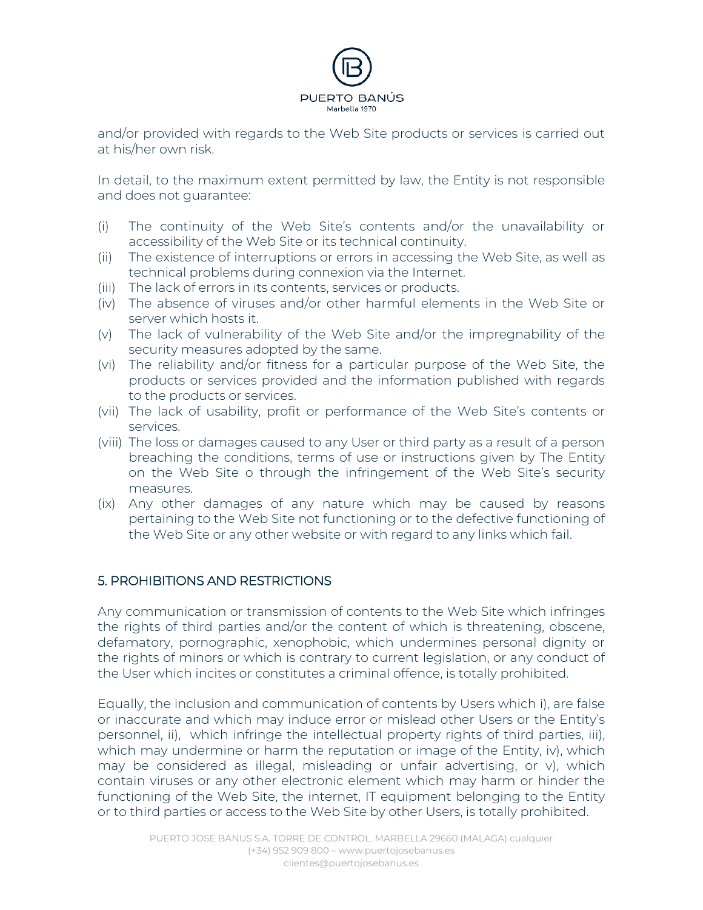and/or provided with regards to the Web Site products or services is carried out at his/her own risk.

In detail, to the maximum extent permitted by law, the Entity is not responsible and does not guarantee:

(i) The continuity of the Web Site's contents and/or the unavailability or accessibility of the Web Site or its technical continuity.
(ii) The existence of interruptions or errors in accessing the Web Site, as well as technical problems during connexion via the Internet.
(iii) The lack of errors in its contents, services or products.
(iv) The absence of viruses and/or other harmful elements in the Web Site or server which hosts it.
(v) The lack of vulnerability of the Web Site and/or the impregnability of the security measures adopted by the same.
(vi) The reliability and/or fitness for a particular purpose of the Web Site, the products or services provided and the information published with regards to the products or services.
(vii) The lack of usability, profit or performance of the Web Site's contents or services.
(viii) The loss or damages caused to any User or third party as a result of a person breaching the conditions, terms of use or instructions given by The Entity on the Web Site o through the infringement of the Web Site's security measures.
(ix) Any other damages of any nature which may be caused by reasons pertaining to the Web Site not functioning or to the defective functioning of the Web Site or any other website or with regard to any links which fail.

## 5. PROHIBITIONS AND RESTRICTIONS

Any communication or transmission of contents to the Web Site which infringes the rights of third parties and/or the content of which is threatening, obscene, defamatory, pornographic, xenophobic, which undermines personal dignity or the rights of minors or which is contrary to current legislation, or any conduct of the User which incites or constitutes a criminal offence, is totally prohibited.

Equally, the inclusion and communication of contents by Users which i), are false or inaccurate and which may induce error or mislead other Users or the Entity's personnel, ii), which infringe the intellectual property rights of third parties, iii), which may undermine or harm the reputation or image of the Entity, iv), which may be considered as illegal, misleading or unfair advertising, or v), which contain viruses or any other electronic element which may harm or hinder the functioning of the Web Site, the internet, IT equipment belonging to the Entity or to third parties or access to the Web Site by other Users, is totally prohibited.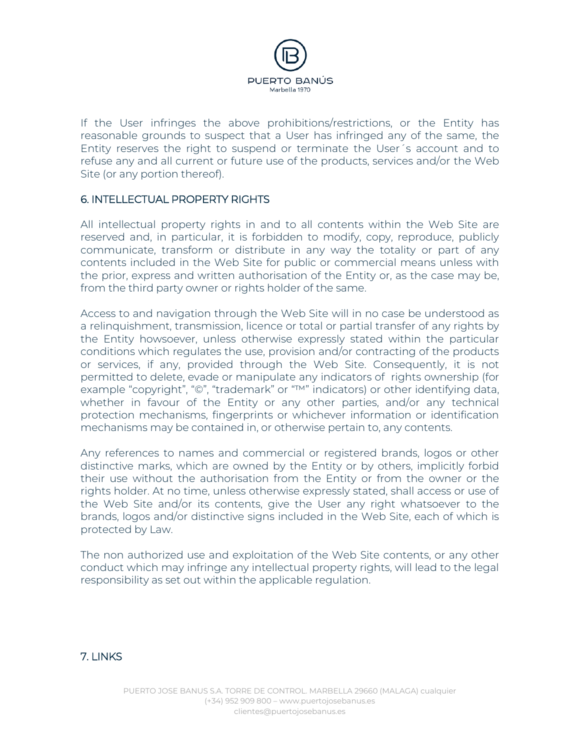If the User infringes the above prohibitions/restrictions, or the Entity has reasonable grounds to suspect that a User has infringed any of the same, the Entity reserves the right to suspend or terminate the User´s account and to refuse any and all current or future use of the products, services and/or the Web Site (or any portion thereof).

## 6. INTELLECTUAL PROPERTY RIGHTS

All intellectual property rights in and to all contents within the Web Site are reserved and, in particular, it is forbidden to modify, copy, reproduce, publicly communicate, transform or distribute in any way the totality or part of any contents included in the Web Site for public or commercial means unless with the prior, express and written authorisation of the Entity or, as the case may be, from the third party owner or rights holder of the same.

Access to and navigation through the Web Site will in no case be understood as a relinquishment, transmission, licence or total or partial transfer of any rights by the Entity howsoever, unless otherwise expressly stated within the particular conditions which regulates the use, provision and/or contracting of the products or services, if any, provided through the Web Site. Consequently, it is not permitted to delete, evade or manipulate any indicators of rights ownership (for example "copyright", "©", "trademark" or "™" indicators) or other identifying data, whether in favour of the Entity or any other parties, and/or any technical protection mechanisms, fingerprints or whichever information or identification mechanisms may be contained in, or otherwise pertain to, any contents.

Any references to names and commercial or registered brands, logos or other distinctive marks, which are owned by the Entity or by others, implicitly forbid their use without the authorisation from the Entity or from the owner or the rights holder. At no time, unless otherwise expressly stated, shall access or use of the Web Site and/or its contents, give the User any right whatsoever to the brands, logos and/or distinctive signs included in the Web Site, each of which is protected by Law.

The non authorized use and exploitation of the Web Site contents, or any other conduct which may infringe any intellectual property rights, will lead to the legal responsibility as set out within the applicable regulation.

## 7. LINKS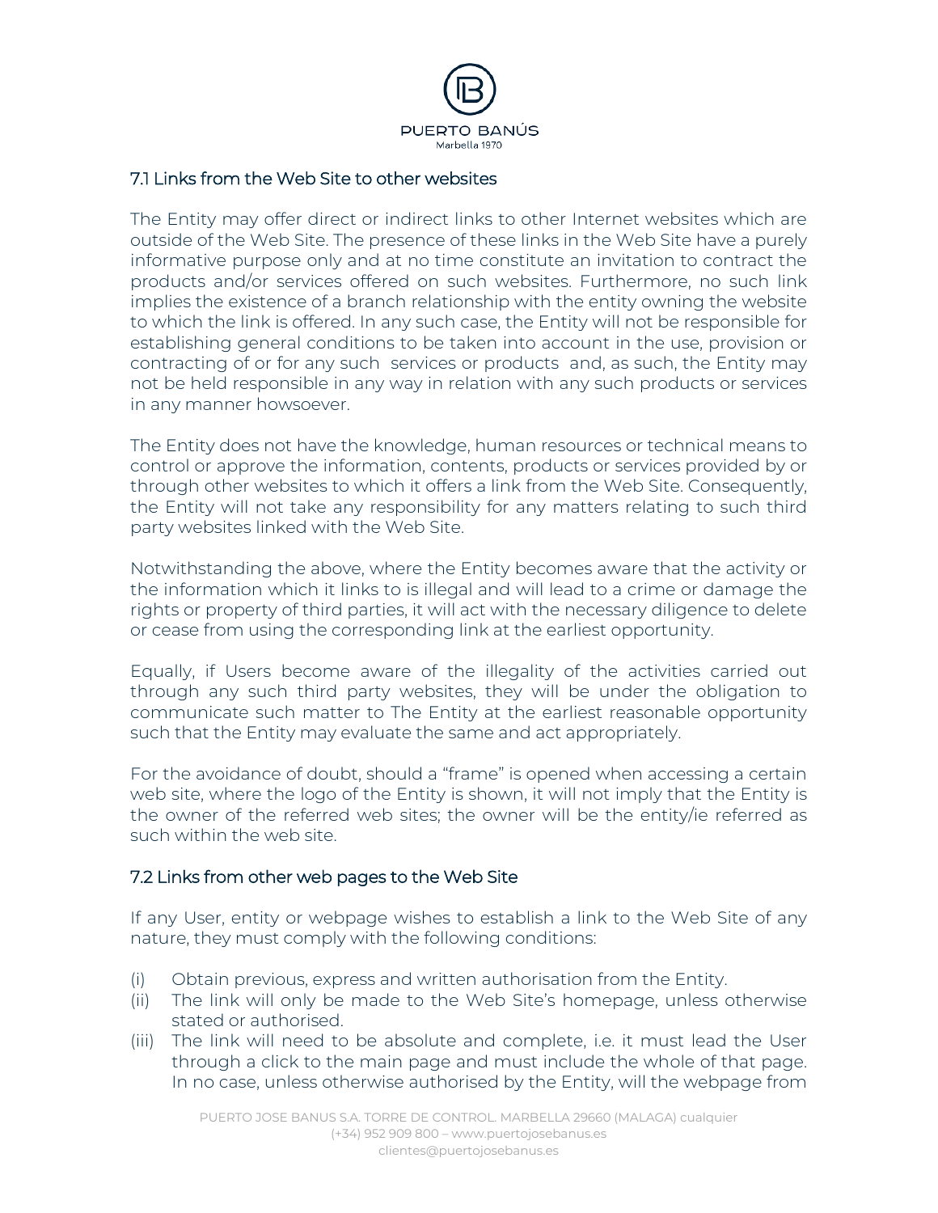## 7.1 Links from the Web Site to other websites

The Entity may offer direct or indirect links to other Internet websites which are outside of the Web Site. The presence of these links in the Web Site have a purely informative purpose only and at no time constitute an invitation to contract the products and/or services offered on such websites. Furthermore, no such link implies the existence of a branch relationship with the entity owning the website to which the link is offered. In any such case, the Entity will not be responsible for establishing general conditions to be taken into account in the use, provision or contracting of or for any such services or products and, as such, the Entity may not be held responsible in any way in relation with any such products or services in any manner howsoever.

The Entity does not have the knowledge, human resources or technical means to control or approve the information, contents, products or services provided by or through other websites to which it offers a link from the Web Site. Consequently, the Entity will not take any responsibility for any matters relating to such third party websites linked with the Web Site.

Notwithstanding the above, where the Entity becomes aware that the activity or the information which it links to is illegal and will lead to a crime or damage the rights or property of third parties, it will act with the necessary diligence to delete or cease from using the corresponding link at the earliest opportunity.

Equally, if Users become aware of the illegality of the activities carried out through any such third party websites, they will be under the obligation to communicate such matter to The Entity at the earliest reasonable opportunity such that the Entity may evaluate the same and act appropriately.

For the avoidance of doubt, should a "frame" is opened when accessing a certain web site, where the logo of the Entity is shown, it will not imply that the Entity is the owner of the referred web sites; the owner will be the entity/ie referred as such within the web site.

## 7.2 Links from other web pages to the Web Site

If any User, entity or webpage wishes to establish a link to the Web Site of any nature, they must comply with the following conditions:

(i) Obtain previous, express and written authorisation from the Entity.
(ii) The link will only be made to the Web Site's homepage, unless otherwise stated or authorised.
(iii) The link will need to be absolute and complete, i.e. it must lead the User through a click to the main page and must include the whole of that page. In no case, unless otherwise authorised by the Entity, will the webpage from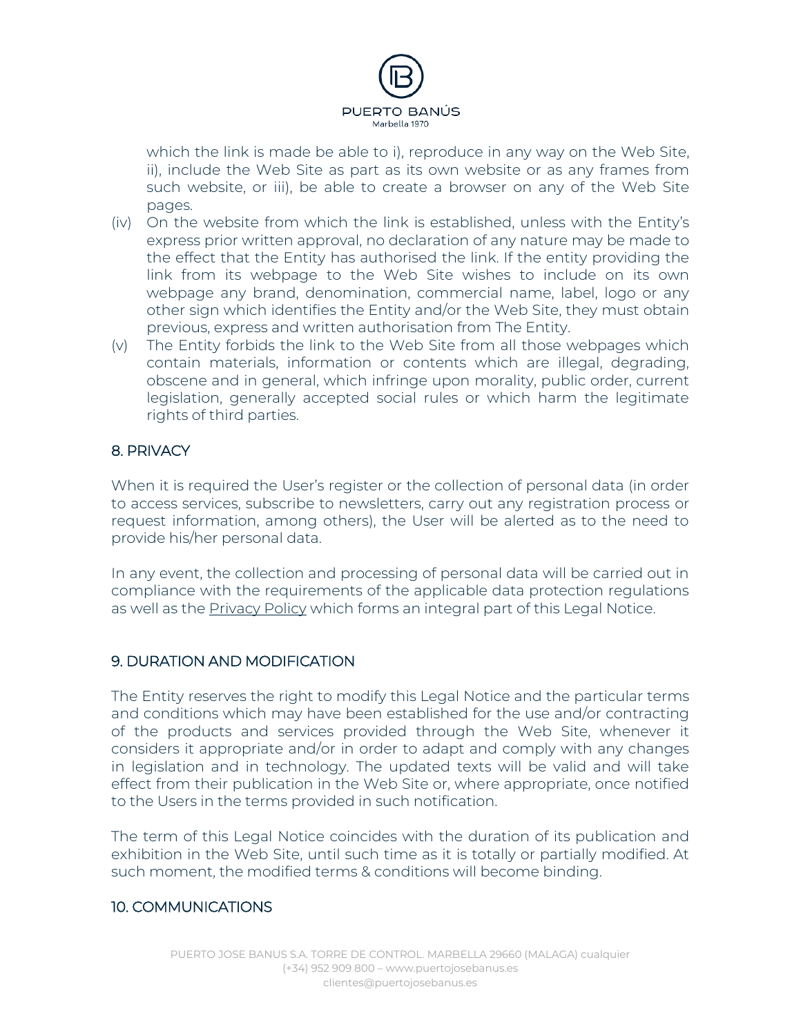which the link is made be able to i), reproduce in any way on the Web Site, ii), include the Web Site as part as its own website or as any frames from such website, or iii), be able to create a browser on any of the Web Site pages.

(iv) On the website from which the link is established, unless with the Entity's express prior written approval, no declaration of any nature may be made to the effect that the Entity has authorised the link. If the entity providing the link from its webpage to the Web Site wishes to include on its own webpage any brand, denomination, commercial name, label, logo or any other sign which identifies the Entity and/or the Web Site, they must obtain previous, express and written authorisation from The Entity.

(v) The Entity forbids the link to the Web Site from all those webpages which contain materials, information or contents which are illegal, degrading, obscene and in general, which infringe upon morality, public order, current legislation, generally accepted social rules or which harm the legitimate rights of third parties.

## 8. PRIVACY

When it is required the User's register or the collection of personal data (in order to access services, subscribe to newsletters, carry out any registration process or request information, among others), the User will be alerted as to the need to provide his/her personal data.

In any event, the collection and processing of personal data will be carried out in compliance with the requirements of the applicable data protection regulations as well as the Privacy Policy which forms an integral part of this Legal Notice.

## 9. DURATION AND MODIFICATION

The Entity reserves the right to modify this Legal Notice and the particular terms and conditions which may have been established for the use and/or contracting of the products and services provided through the Web Site, whenever it considers it appropriate and/or in order to adapt and comply with any changes in legislation and in technology. The updated texts will be valid and will take effect from their publication in the Web Site or, where appropriate, once notified to the Users in the terms provided in such notification.

The term of this Legal Notice coincides with the duration of its publication and exhibition in the Web Site, until such time as it is totally or partially modified. At such moment, the modified terms & conditions will become binding.

## 10. COMMUNICATIONS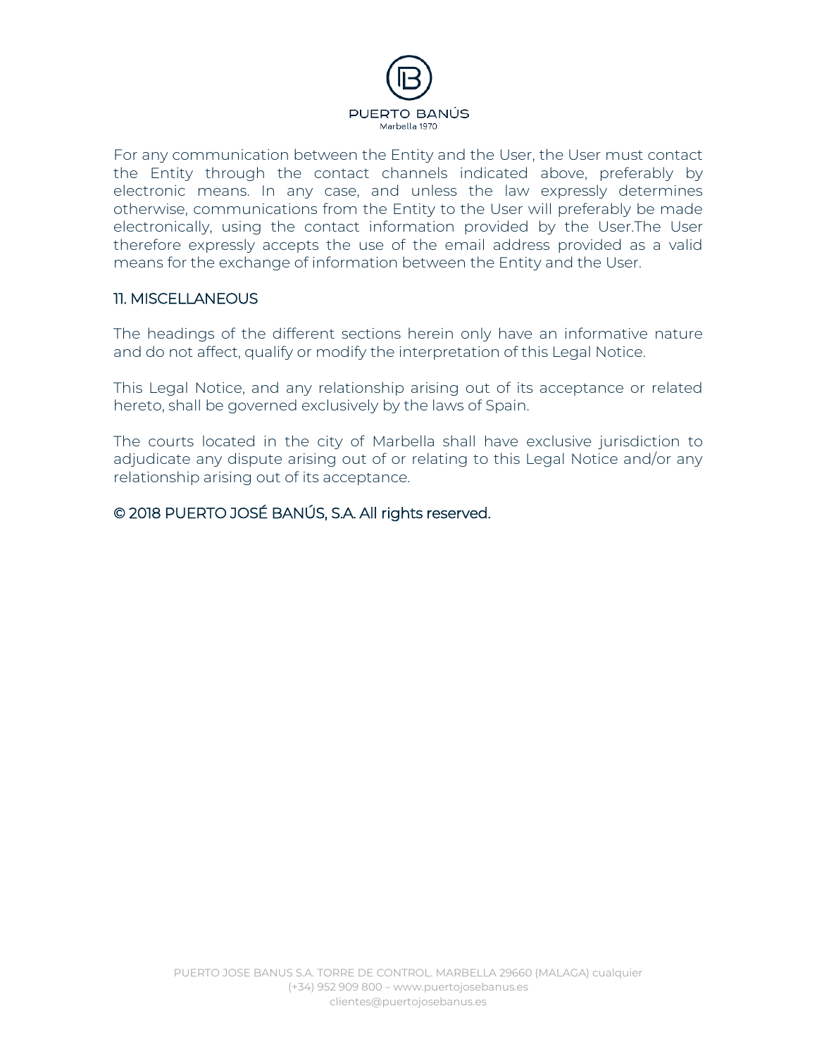For any communication between the Entity and the User, the User must contact the Entity through the contact channels indicated above, preferably by electronic means. In any case, and unless the law expressly determines otherwise, communications from the Entity to the User will preferably be made electronically, using the contact information provided by the User.The User therefore expressly accepts the use of the email address provided as a valid means for the exchange of information between the Entity and the User.

## 11. MISCELLANEOUS

The headings of the different sections herein only have an informative nature and do not affect, qualify or modify the interpretation of this Legal Notice.

This Legal Notice, and any relationship arising out of its acceptance or related hereto, shall be governed exclusively by the laws of Spain.

The courts located in the city of Marbella shall have exclusive jurisdiction to adjudicate any dispute arising out of or relating to this Legal Notice and/or any relationship arising out of its acceptance.

© 2018 PUERTO JOSÉ BANÚS, S.A. All rights reserved.